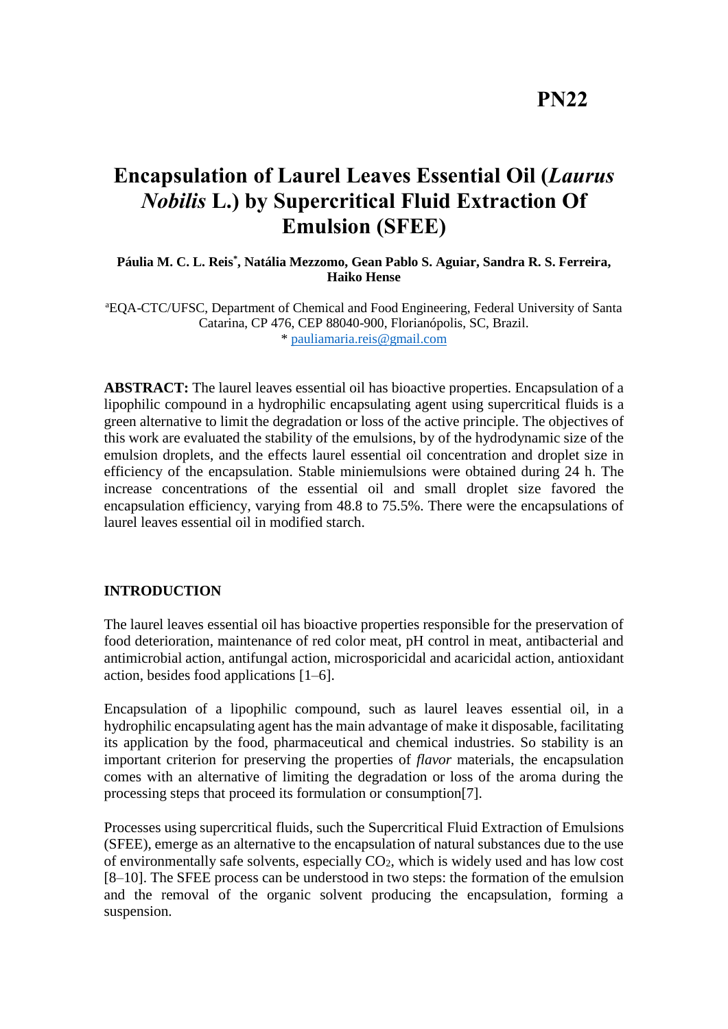**PN22**

# Encapsulation of Laurel Leaves Essential Oil (*Laurus Nobilis* L.) by Supercritical Fluid Extraction Of Emulsion (SFEE)

**Páulia M. C. L. Reis[*], Natália Mezzomo, Gean Pablo S. Aguiar, Sandra R. S. Ferreira, Haiko Hense**

[a]EQA-CTC/UFSC, Department of Chemical and Food Engineering, Federal University of Santa Catarina, CP 476, CEP 88040-900, Florianópolis, SC, Brazil.
* pauliamaria.reis@gmail.com

**ABSTRACT:** The laurel leaves essential oil has bioactive properties. Encapsulation of a lipophilic compound in a hydrophilic encapsulating agent using supercritical fluids is a green alternative to limit the degradation or loss of the active principle. The objectives of this work are evaluated the stability of the emulsions, by of the hydrodynamic size of the emulsion droplets, and the effects laurel essential oil concentration and droplet size in efficiency of the encapsulation. Stable miniemulsions were obtained during 24 h. The increase concentrations of the essential oil and small droplet size favored the encapsulation efficiency, varying from 48.8 to 75.5%. There were the encapsulations of laurel leaves essential oil in modified starch.

## INTRODUCTION

The laurel leaves essential oil has bioactive properties responsible for the preservation of food deterioration, maintenance of red color meat, pH control in meat, antibacterial and antimicrobial action, antifungal action, microsporicidal and acaricidal action, antioxidant action, besides food applications [1–6].

Encapsulation of a lipophilic compound, such as laurel leaves essential oil, in a hydrophilic encapsulating agent has the main advantage of make it disposable, facilitating its application by the food, pharmaceutical and chemical industries. So stability is an important criterion for preserving the properties of *flavor* materials, the encapsulation comes with an alternative of limiting the degradation or loss of the aroma during the processing steps that proceed its formulation or consumption[7].

Processes using supercritical fluids, such the Supercritical Fluid Extraction of Emulsions (SFEE), emerge as an alternative to the encapsulation of natural substances due to the use of environmentally safe solvents, especially $CO_2$, which is widely used and has low cost [8–10]. The SFEE process can be understood in two steps: the formation of the emulsion and the removal of the organic solvent producing the encapsulation, forming a suspension.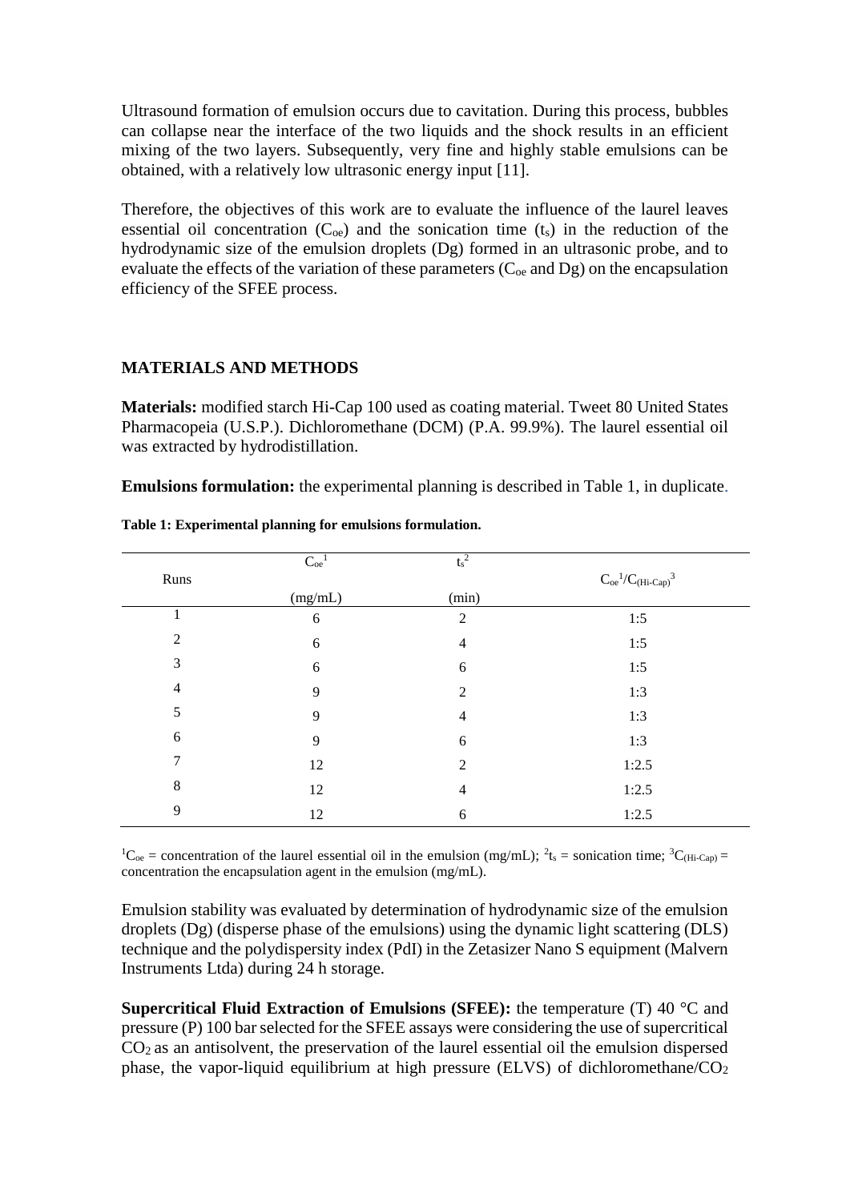Ultrasound formation of emulsion occurs due to cavitation. During this process, bubbles can collapse near the interface of the two liquids and the shock results in an efficient mixing of the two layers. Subsequently, very fine and highly stable emulsions can be obtained, with a relatively low ultrasonic energy input [11].

Therefore, the objectives of this work are to evaluate the influence of the laurel leaves essential oil concentration ($C_{oe}$) and the sonication time ($t_s$) in the reduction of the hydrodynamic size of the emulsion droplets (Dg) formed in an ultrasonic probe, and to evaluate the effects of the variation of these parameters ($C_{oe}$ and Dg) on the encapsulation efficiency of the SFEE process.

## MATERIALS AND METHODS

**Materials:** modified starch Hi-Cap 100 used as coating material. Tweet 80 United States Pharmacopeia (U.S.P.). Dichloromethane (DCM) (P.A. 99.9%). The laurel essential oil was extracted by hydrodistillation.

**Emulsions formulation:** the experimental planning is described in Table 1, in duplicate.

**Table 1: Experimental planning for emulsions formulation.**

| Runs | $C_{oe}{}^1$ (mg/mL) | $t_s{}^2$ (min) | $C_{oe}{}^1/C_{(Hi\text{-}Cap)}{}^3$ |
|---|---|---|---|
| 1 | 6 | 2 | 1:5 |
| 2 | 6 | 4 | 1:5 |
| 3 | 6 | 6 | 1:5 |
| 4 | 9 | 2 | 1:3 |
| 5 | 9 | 4 | 1:3 |
| 6 | 9 | 6 | 1:3 |
| 7 | 12 | 2 | 1:2.5 |
| 8 | 12 | 4 | 1:2.5 |
| 9 | 12 | 6 | 1:2.5 |

[1] $C_{oe}$ = concentration of the laurel essential oil in the emulsion (mg/mL); [2] $t_s$ = sonication time; [3] $C_{(Hi\text{-}Cap)}$ = concentration the encapsulation agent in the emulsion (mg/mL).

Emulsion stability was evaluated by determination of hydrodynamic size of the emulsion droplets (Dg) (disperse phase of the emulsions) using the dynamic light scattering (DLS) technique and the polydispersity index (PdI) in the Zetasizer Nano S equipment (Malvern Instruments Ltda) during 24 h storage.

**Supercritical Fluid Extraction of Emulsions (SFEE):** the temperature (T) 40 °C and pressure (P) 100 bar selected for the SFEE assays were considering the use of supercritical $CO_2$ as an antisolvent, the preservation of the laurel essential oil the emulsion dispersed phase, the vapor-liquid equilibrium at high pressure (ELVS) of dichloromethane/$CO_2$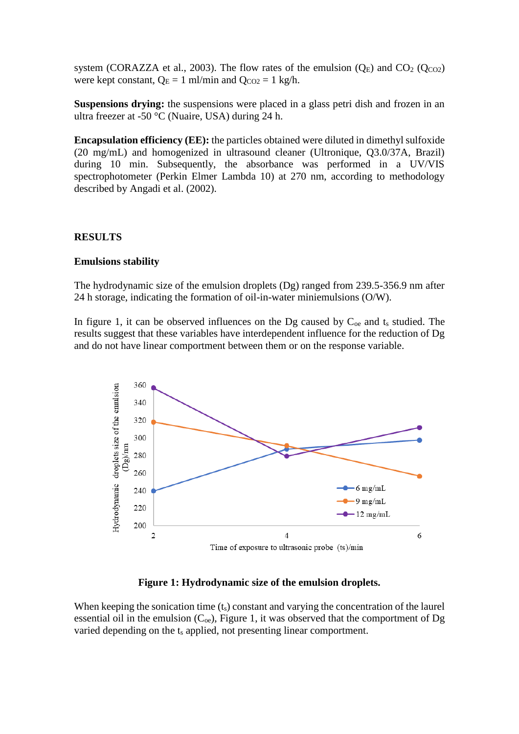system (CORAZZA et al., 2003). The flow rates of the emulsion ($Q_E$) and $CO_2$ ($Q_{CO2}$) were kept constant, $Q_E$ = 1 ml/min and $Q_{CO2}$ = 1 kg/h.

**Suspensions drying:** the suspensions were placed in a glass petri dish and frozen in an ultra freezer at -50 °C (Nuaire, USA) during 24 h.

**Encapsulation efficiency (EE):** the particles obtained were diluted in dimethyl sulfoxide (20 mg/mL) and homogenized in ultrasound cleaner (Ultronique, Q3.0/37A, Brazil) during 10 min. Subsequently, the absorbance was performed in a UV/VIS spectrophotometer (Perkin Elmer Lambda 10) at 270 nm, according to methodology described by Angadi et al. (2002).

## RESULTS

### Emulsions stability

The hydrodynamic size of the emulsion droplets (Dg) ranged from 239.5-356.9 nm after 24 h storage, indicating the formation of oil-in-water miniemulsions (O/W).

In figure 1, it can be observed influences on the Dg caused by $C_{oe}$ and $t_s$ studied. The results suggest that these variables have interdependent influence for the reduction of Dg and do not have linear comportment between them or on the response variable.

**Figure 1: Hydrodynamic size of the emulsion droplets.**

When keeping the sonication time ($t_s$) constant and varying the concentration of the laurel essential oil in the emulsion ($C_{oe}$), Figure 1, it was observed that the comportment of Dg varied depending on the $t_s$ applied, not presenting linear comportment.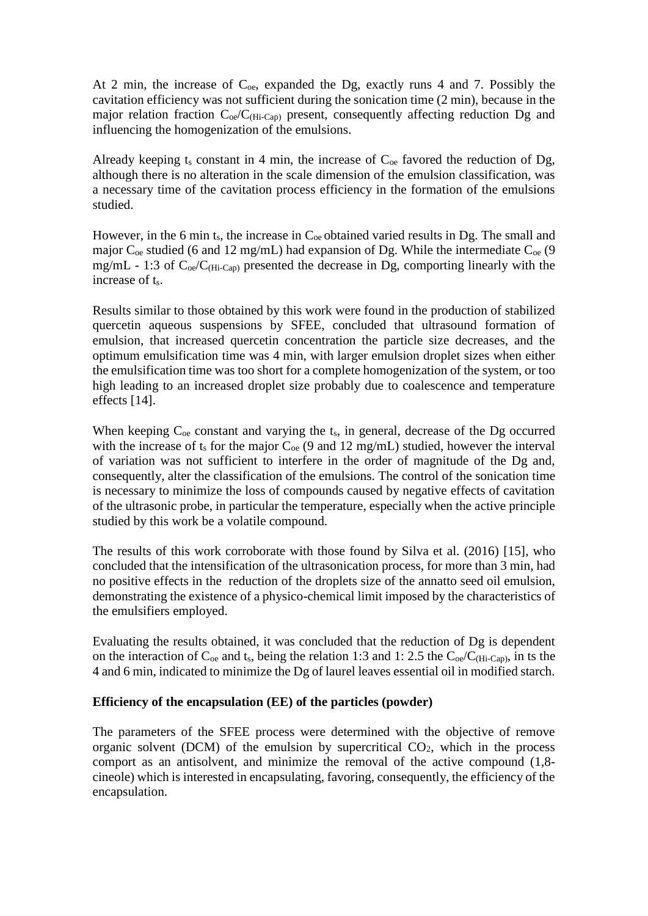At 2 min, the increase of $C_{oe}$, expanded the Dg, exactly runs 4 and 7. Possibly the cavitation efficiency was not sufficient during the sonication time (2 min), because in the major relation fraction $C_{oe}/C_{(Hi\text{-}Cap)}$ present, consequently affecting reduction Dg and influencing the homogenization of the emulsions.

Already keeping $t_s$ constant in 4 min, the increase of $C_{oe}$ favored the reduction of Dg, although there is no alteration in the scale dimension of the emulsion classification, was a necessary time of the cavitation process efficiency in the formation of the emulsions studied.

However, in the 6 min $t_s$, the increase in $C_{oe}$ obtained varied results in Dg. The small and major $C_{oe}$ studied (6 and 12 mg/mL) had expansion of Dg. While the intermediate $C_{oe}$ (9 mg/mL - 1:3 of $C_{oe}/C_{(Hi\text{-}Cap)}$ presented the decrease in Dg, comporting linearly with the increase of $t_s$.

Results similar to those obtained by this work were found in the production of stabilized quercetin aqueous suspensions by SFEE, concluded that ultrasound formation of emulsion, that increased quercetin concentration the particle size decreases, and the optimum emulsification time was 4 min, with larger emulsion droplet sizes when either the emulsification time was too short for a complete homogenization of the system, or too high leading to an increased droplet size probably due to coalescence and temperature effects [14].

When keeping $C_{oe}$ constant and varying the $t_s$, in general, decrease of the Dg occurred with the increase of $t_s$ for the major $C_{oe}$ (9 and 12 mg/mL) studied, however the interval of variation was not sufficient to interfere in the order of magnitude of the Dg and, consequently, alter the classification of the emulsions. The control of the sonication time is necessary to minimize the loss of compounds caused by negative effects of cavitation of the ultrasonic probe, in particular the temperature, especially when the active principle studied by this work be a volatile compound.

The results of this work corroborate with those found by Silva et al. (2016) [15], who concluded that the intensification of the ultrasonication process, for more than 3 min, had no positive effects in the reduction of the droplets size of the annatto seed oil emulsion, demonstrating the existence of a physico-chemical limit imposed by the characteristics of the emulsifiers employed.

Evaluating the results obtained, it was concluded that the reduction of Dg is dependent on the interaction of $C_{oe}$ and $t_s$, being the relation 1:3 and 1: 2.5 the $C_{oe}/C_{(Hi\text{-}Cap)}$, in ts the 4 and 6 min, indicated to minimize the Dg of laurel leaves essential oil in modified starch.

**Efficiency of the encapsulation (EE) of the particles (powder)**

The parameters of the SFEE process were determined with the objective of remove organic solvent (DCM) of the emulsion by supercritical $CO_2$, which in the process comport as an antisolvent, and minimize the removal of the active compound (1,8-cineole) which is interested in encapsulating, favoring, consequently, the efficiency of the encapsulation.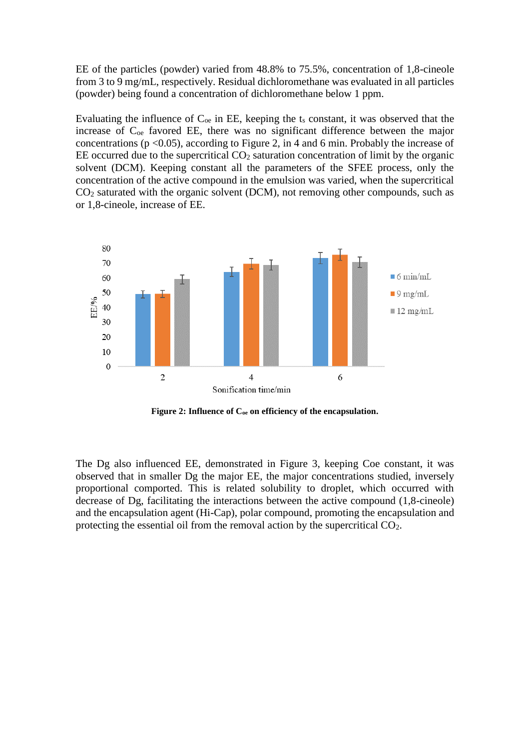EE of the particles (powder) varied from 48.8% to 75.5%, concentration of 1,8-cineole from 3 to 9 mg/mL, respectively. Residual dichloromethane was evaluated in all particles (powder) being found a concentration of dichloromethane below 1 ppm.

Evaluating the influence of $C_{oe}$ in EE, keeping the $t_s$ constant, it was observed that the increase of $C_{oe}$ favored EE, there was no significant difference between the major concentrations ($p < 0.05$), according to Figure 2, in 4 and 6 min. Probably the increase of EE occurred due to the supercritical $CO_2$ saturation concentration of limit by the organic solvent (DCM). Keeping constant all the parameters of the SFEE process, only the concentration of the active compound in the emulsion was varied, when the supercritical $CO_2$ saturated with the organic solvent (DCM), not removing other compounds, such as or 1,8-cineole, increase of EE.

**Figure 2: Influence of $C_{oe}$ on efficiency of the encapsulation.**

The Dg also influenced EE, demonstrated in Figure 3, keeping Coe constant, it was observed that in smaller Dg the major EE, the major concentrations studied, inversely proportional comported. This is related solubility to droplet, which occurred with decrease of Dg, facilitating the interactions between the active compound (1,8-cineole) and the encapsulation agent (Hi-Cap), polar compound, promoting the encapsulation and protecting the essential oil from the removal action by the supercritical $CO_2$.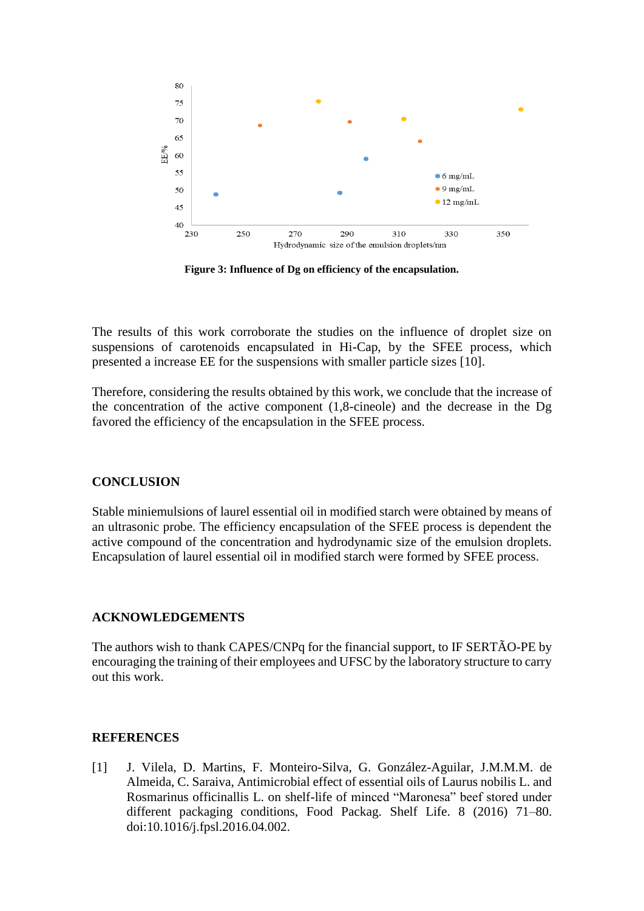**Figure 3: Influence of Dg on efficiency of the encapsulation.**

The results of this work corroborate the studies on the influence of droplet size on suspensions of carotenoids encapsulated in Hi-Cap, by the SFEE process, which presented a increase EE for the suspensions with smaller particle sizes [10].

Therefore, considering the results obtained by this work, we conclude that the increase of the concentration of the active component (1,8-cineole) and the decrease in the Dg favored the efficiency of the encapsulation in the SFEE process.

## CONCLUSION

Stable miniemulsions of laurel essential oil in modified starch were obtained by means of an ultrasonic probe. The efficiency encapsulation of the SFEE process is dependent the active compound of the concentration and hydrodynamic size of the emulsion droplets. Encapsulation of laurel essential oil in modified starch were formed by SFEE process.

## ACKNOWLEDGEMENTS

The authors wish to thank CAPES/CNPq for the financial support, to IF SERTÃO-PE by encouraging the training of their employees and UFSC by the laboratory structure to carry out this work.

## REFERENCES

[1] J. Vilela, D. Martins, F. Monteiro-Silva, G. González-Aguilar, J.M.M.M. de Almeida, C. Saraiva, Antimicrobial effect of essential oils of Laurus nobilis L. and Rosmarinus officinallis L. on shelf-life of minced "Maronesa" beef stored under different packaging conditions, Food Packag. Shelf Life. 8 (2016) 71–80. doi:10.1016/j.fpsl.2016.04.002.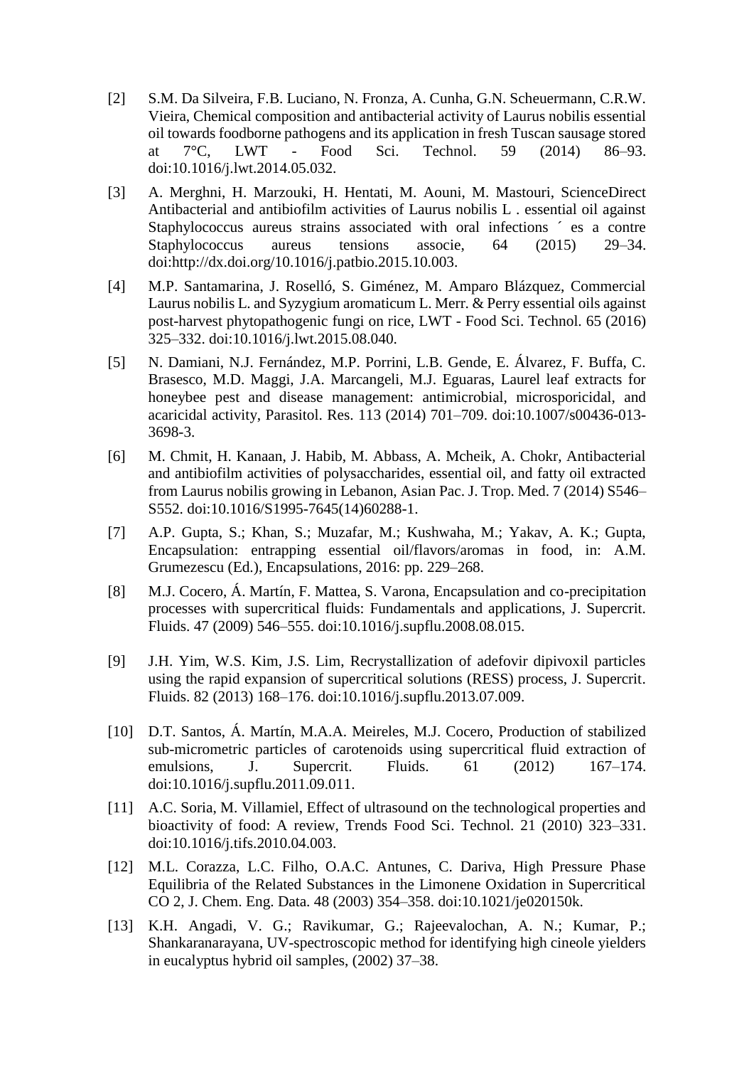[2] S.M. Da Silveira, F.B. Luciano, N. Fronza, A. Cunha, G.N. Scheuermann, C.R.W. Vieira, Chemical composition and antibacterial activity of Laurus nobilis essential oil towards foodborne pathogens and its application in fresh Tuscan sausage stored at 7°C, LWT - Food Sci. Technol. 59 (2014) 86–93. doi:10.1016/j.lwt.2014.05.032.

[3] A. Merghni, H. Marzouki, H. Hentati, M. Aouni, M. Mastouri, ScienceDirect Antibacterial and antibiofilm activities of Laurus nobilis L . essential oil against Staphylococcus aureus strains associated with oral infections ´ es a contre Staphylococcus aureus tensions associe, 64 (2015) 29–34. doi:http://dx.doi.org/10.1016/j.patbio.2015.10.003.

[4] M.P. Santamarina, J. Roselló, S. Giménez, M. Amparo Blázquez, Commercial Laurus nobilis L. and Syzygium aromaticum L. Merr. & Perry essential oils against post-harvest phytopathogenic fungi on rice, LWT - Food Sci. Technol. 65 (2016) 325–332. doi:10.1016/j.lwt.2015.08.040.

[5] N. Damiani, N.J. Fernández, M.P. Porrini, L.B. Gende, E. Álvarez, F. Buffa, C. Brasesco, M.D. Maggi, J.A. Marcangeli, M.J. Eguaras, Laurel leaf extracts for honeybee pest and disease management: antimicrobial, microsporicidal, and acaricidal activity, Parasitol. Res. 113 (2014) 701–709. doi:10.1007/s00436-013-3698-3.

[6] M. Chmit, H. Kanaan, J. Habib, M. Abbass, A. Mcheik, A. Chokr, Antibacterial and antibiofilm activities of polysaccharides, essential oil, and fatty oil extracted from Laurus nobilis growing in Lebanon, Asian Pac. J. Trop. Med. 7 (2014) S546–S552. doi:10.1016/S1995-7645(14)60288-1.

[7] A.P. Gupta, S.; Khan, S.; Muzafar, M.; Kushwaha, M.; Yakav, A. K.; Gupta, Encapsulation: entrapping essential oil/flavors/aromas in food, in: A.M. Grumezescu (Ed.), Encapsulations, 2016: pp. 229–268.

[8] M.J. Cocero, Á. Martín, F. Mattea, S. Varona, Encapsulation and co-precipitation processes with supercritical fluids: Fundamentals and applications, J. Supercrit. Fluids. 47 (2009) 546–555. doi:10.1016/j.supflu.2008.08.015.

[9] J.H. Yim, W.S. Kim, J.S. Lim, Recrystallization of adefovir dipivoxil particles using the rapid expansion of supercritical solutions (RESS) process, J. Supercrit. Fluids. 82 (2013) 168–176. doi:10.1016/j.supflu.2013.07.009.

[10] D.T. Santos, Á. Martín, M.A.A. Meireles, M.J. Cocero, Production of stabilized sub-micrometric particles of carotenoids using supercritical fluid extraction of emulsions, J. Supercrit. Fluids. 61 (2012) 167–174. doi:10.1016/j.supflu.2011.09.011.

[11] A.C. Soria, M. Villamiel, Effect of ultrasound on the technological properties and bioactivity of food: A review, Trends Food Sci. Technol. 21 (2010) 323–331. doi:10.1016/j.tifs.2010.04.003.

[12] M.L. Corazza, L.C. Filho, O.A.C. Antunes, C. Dariva, High Pressure Phase Equilibria of the Related Substances in the Limonene Oxidation in Supercritical CO 2, J. Chem. Eng. Data. 48 (2003) 354–358. doi:10.1021/je020150k.

[13] K.H. Angadi, V. G.; Ravikumar, G.; Rajeevalochan, A. N.; Kumar, P.; Shankaranarayana, UV-spectroscopic method for identifying high cineole yielders in eucalyptus hybrid oil samples, (2002) 37–38.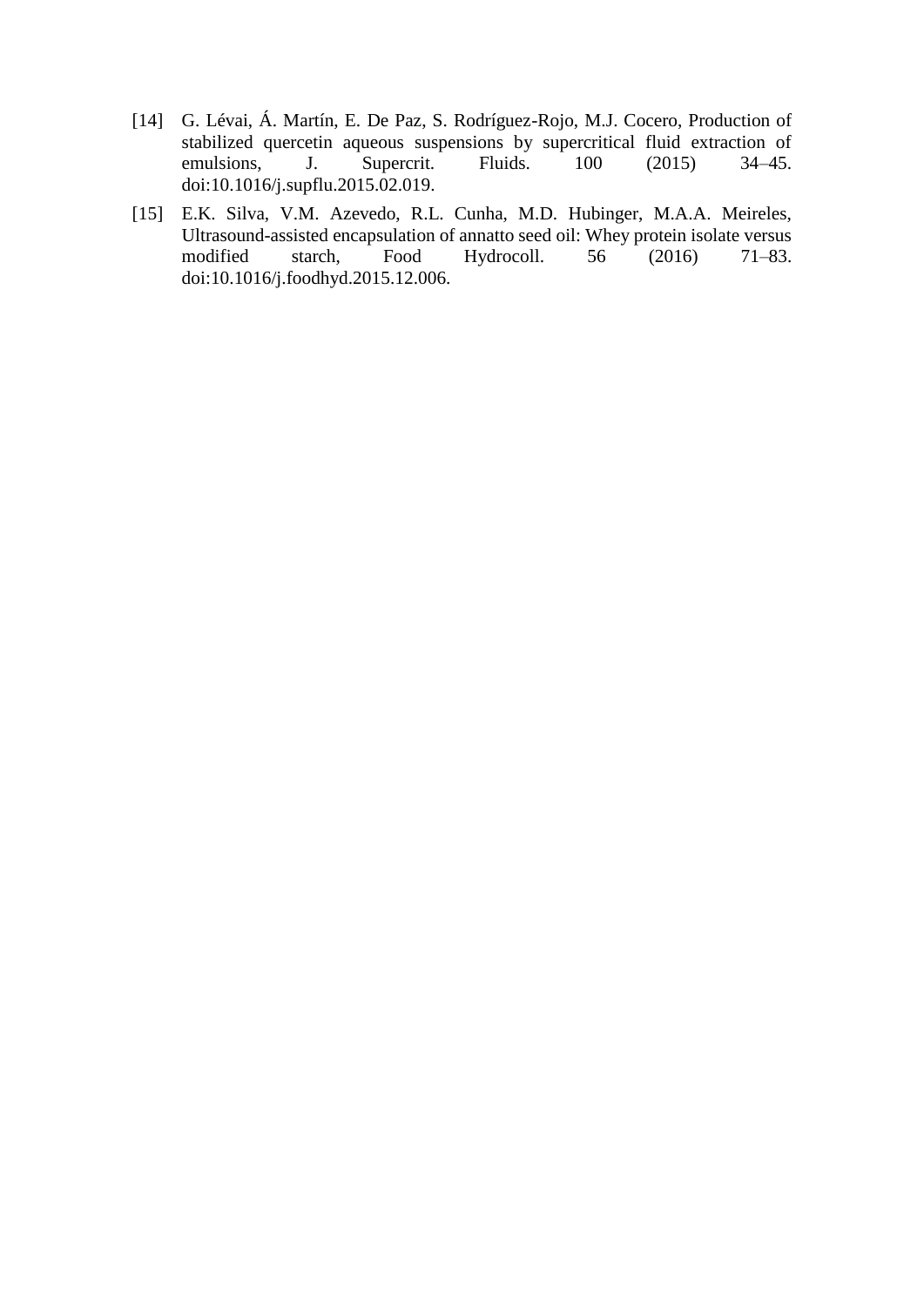[14] G. Lévai, Á. Martín, E. De Paz, S. Rodríguez-Rojo, M.J. Cocero, Production of stabilized quercetin aqueous suspensions by supercritical fluid extraction of emulsions, J. Supercrit. Fluids. 100 (2015) 34–45. doi:10.1016/j.supflu.2015.02.019.

[15] E.K. Silva, V.M. Azevedo, R.L. Cunha, M.D. Hubinger, M.A.A. Meireles, Ultrasound-assisted encapsulation of annatto seed oil: Whey protein isolate versus modified starch, Food Hydrocoll. 56 (2016) 71–83. doi:10.1016/j.foodhyd.2015.12.006.